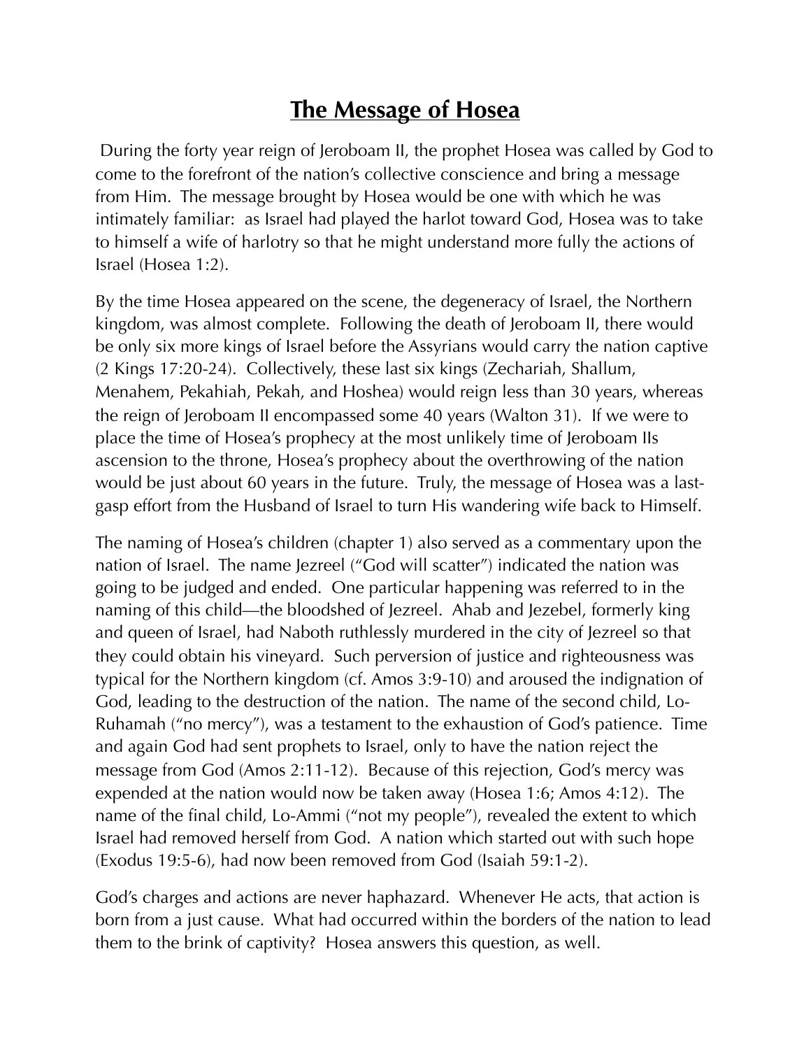# **The Message of Hosea**

During the forty year reign of Jeroboam II, the prophet Hosea was called by God to come to the forefront of the nation's collective conscience and bring a message from Him. The message brought by Hosea would be one with which he was intimately familiar: as Israel had played the harlot toward God, Hosea was to take to himself a wife of harlotry so that he might understand more fully the actions of Israel (Hosea 1:2).

By the time Hosea appeared on the scene, the degeneracy of Israel, the Northern kingdom, was almost complete. Following the death of Jeroboam II, there would be only six more kings of Israel before the Assyrians would carry the nation captive (2 Kings 17:20-24). Collectively, these last six kings (Zechariah, Shallum, Menahem, Pekahiah, Pekah, and Hoshea) would reign less than 30 years, whereas the reign of Jeroboam II encompassed some 40 years (Walton 31). If we were to place the time of Hosea's prophecy at the most unlikely time of Jeroboam IIs ascension to the throne, Hosea's prophecy about the overthrowing of the nation would be just about 60 years in the future. Truly, the message of Hosea was a last-gasp effort from the Husband of Israel to turn His wandering wife back to Himself.

The naming of Hosea's children (chapter 1) also served as a commentary upon the nation of Israel. The name Jezreel ("God will scatter") indicated the nation was going to be judged and ended. One particular happening was referred to in the naming of this child—the bloodshed of Jezreel. Ahab and Jezebel, formerly king and queen of Israel, had Naboth ruthlessly murdered in the city of Jezreel so that they could obtain his vineyard. Such perversion of justice and righteousness was typical for the Northern kingdom (cf. Amos 3:9-10) and aroused the indignation of God, leading to the destruction of the nation. The name of the second child, Lo-Ruhamah ("no mercy"), was a testament to the exhaustion of God's patience. Time and again God had sent prophets to Israel, only to have the nation reject the message from God (Amos 2:11-12). Because of this rejection, God's mercy was expended at the nation would now be taken away (Hosea 1:6; Amos 4:12). The name of the final child, Lo-Ammi ("not my people"), revealed the extent to which Israel had removed herself from God. A nation which started out with such hope (Exodus 19:5-6), had now been removed from God (Isaiah 59:1-2).

God's charges and actions are never haphazard. Whenever He acts, that action is born from a just cause. What had occurred within the borders of the nation to lead them to the brink of captivity? Hosea answers this question, as well.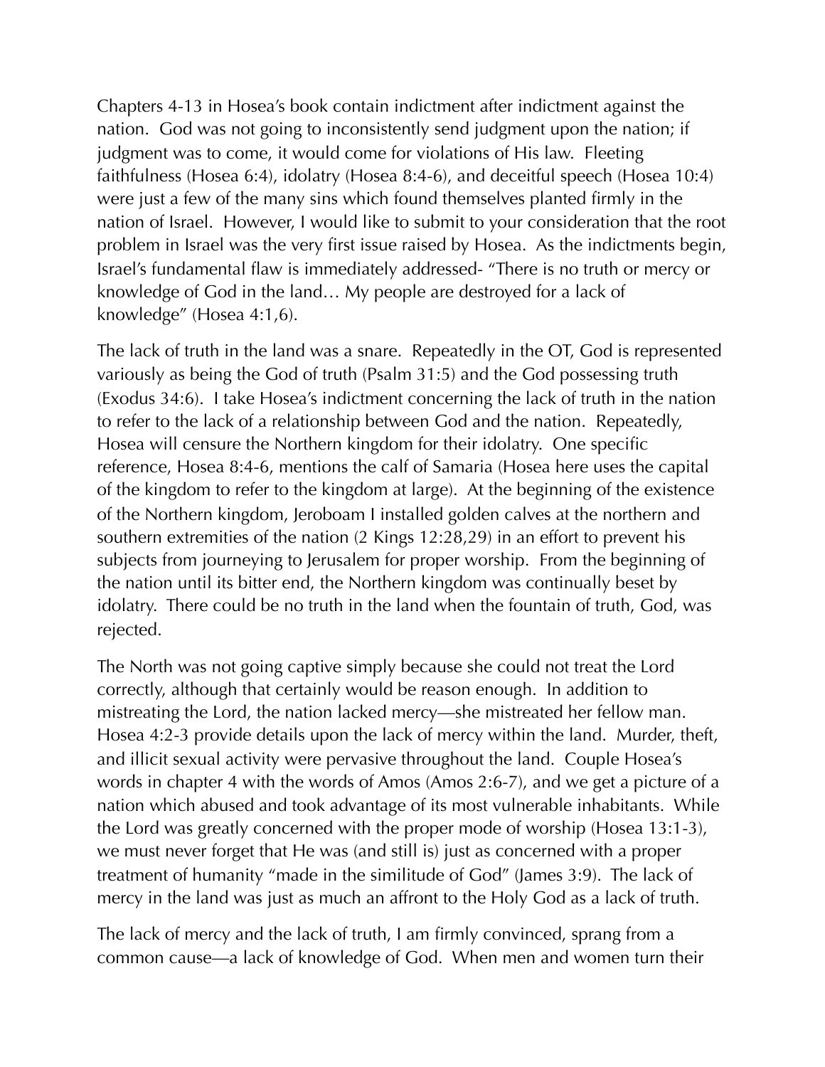Chapters 4-13 in Hosea's book contain indictment after indictment against the nation. God was not going to inconsistently send judgment upon the nation; if judgment was to come, it would come for violations of His law. Fleeting faithfulness (Hosea 6:4), idolatry (Hosea 8:4-6), and deceitful speech (Hosea 10:4) were just a few of the many sins which found themselves planted firmly in the nation of Israel. However, I would like to submit to your consideration that the root problem in Israel was the very first issue raised by Hosea. As the indictments begin, Israel's fundamental flaw is immediately addressed- "There is no truth or mercy or knowledge of God in the land… My people are destroyed for a lack of knowledge" (Hosea 4:1,6).

The lack of truth in the land was a snare. Repeatedly in the OT, God is represented variously as being the God of truth (Psalm 31:5) and the God possessing truth (Exodus 34:6). I take Hosea's indictment concerning the lack of truth in the nation to refer to the lack of a relationship between God and the nation. Repeatedly, Hosea will censure the Northern kingdom for their idolatry. One specific reference, Hosea 8:4-6, mentions the calf of Samaria (Hosea here uses the capital of the kingdom to refer to the kingdom at large). At the beginning of the existence of the Northern kingdom, Jeroboam I installed golden calves at the northern and southern extremities of the nation (2 Kings 12:28,29) in an effort to prevent his subjects from journeying to Jerusalem for proper worship. From the beginning of the nation until its bitter end, the Northern kingdom was continually beset by idolatry. There could be no truth in the land when the fountain of truth, God, was rejected.

The North was not going captive simply because she could not treat the Lord correctly, although that certainly would be reason enough. In addition to mistreating the Lord, the nation lacked mercy—she mistreated her fellow man. Hosea 4:2-3 provide details upon the lack of mercy within the land. Murder, theft, and illicit sexual activity were pervasive throughout the land. Couple Hosea's words in chapter 4 with the words of Amos (Amos 2:6-7), and we get a picture of a nation which abused and took advantage of its most vulnerable inhabitants. While the Lord was greatly concerned with the proper mode of worship (Hosea 13:1-3), we must never forget that He was (and still is) just as concerned with a proper treatment of humanity "made in the similitude of God" (James 3:9). The lack of mercy in the land was just as much an affront to the Holy God as a lack of truth.

The lack of mercy and the lack of truth, I am firmly convinced, sprang from a common cause—a lack of knowledge of God. When men and women turn their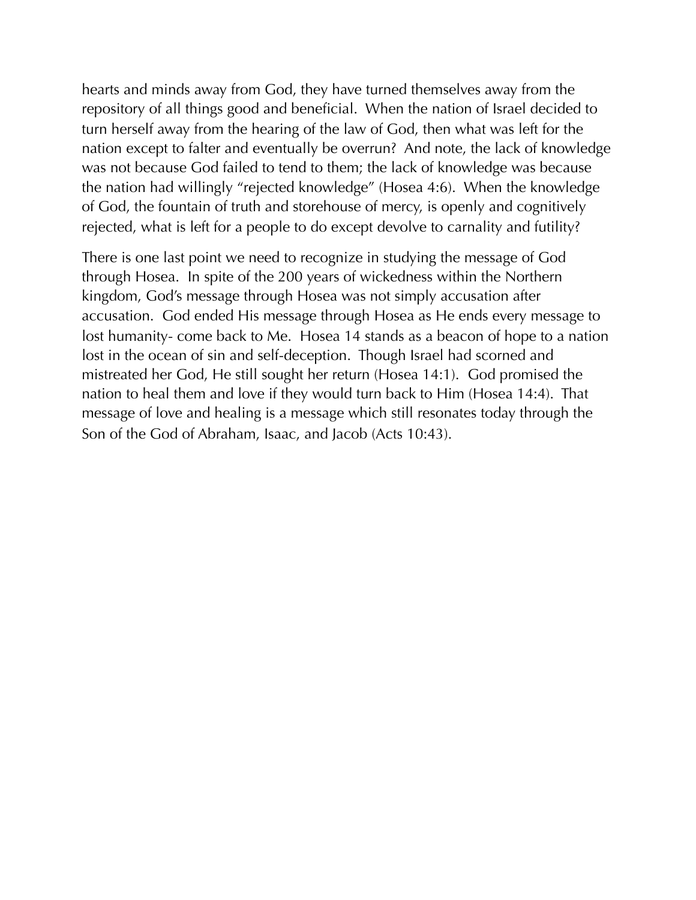hearts and minds away from God, they have turned themselves away from the repository of all things good and beneficial. When the nation of Israel decided to turn herself away from the hearing of the law of God, then what was left for the nation except to falter and eventually be overrun? And note, the lack of knowledge was not because God failed to tend to them; the lack of knowledge was because the nation had willingly "rejected knowledge" (Hosea 4:6). When the knowledge of God, the fountain of truth and storehouse of mercy, is openly and cognitively rejected, what is left for a people to do except devolve to carnality and futility?

There is one last point we need to recognize in studying the message of God through Hosea. In spite of the 200 years of wickedness within the Northern kingdom, God's message through Hosea was not simply accusation after accusation. God ended His message through Hosea as He ends every message to lost humanity- come back to Me. Hosea 14 stands as a beacon of hope to a nation lost in the ocean of sin and self-deception. Though Israel had scorned and mistreated her God, He still sought her return (Hosea 14:1). God promised the nation to heal them and love if they would turn back to Him (Hosea 14:4). That message of love and healing is a message which still resonates today through the Son of the God of Abraham, Isaac, and Jacob (Acts 10:43).